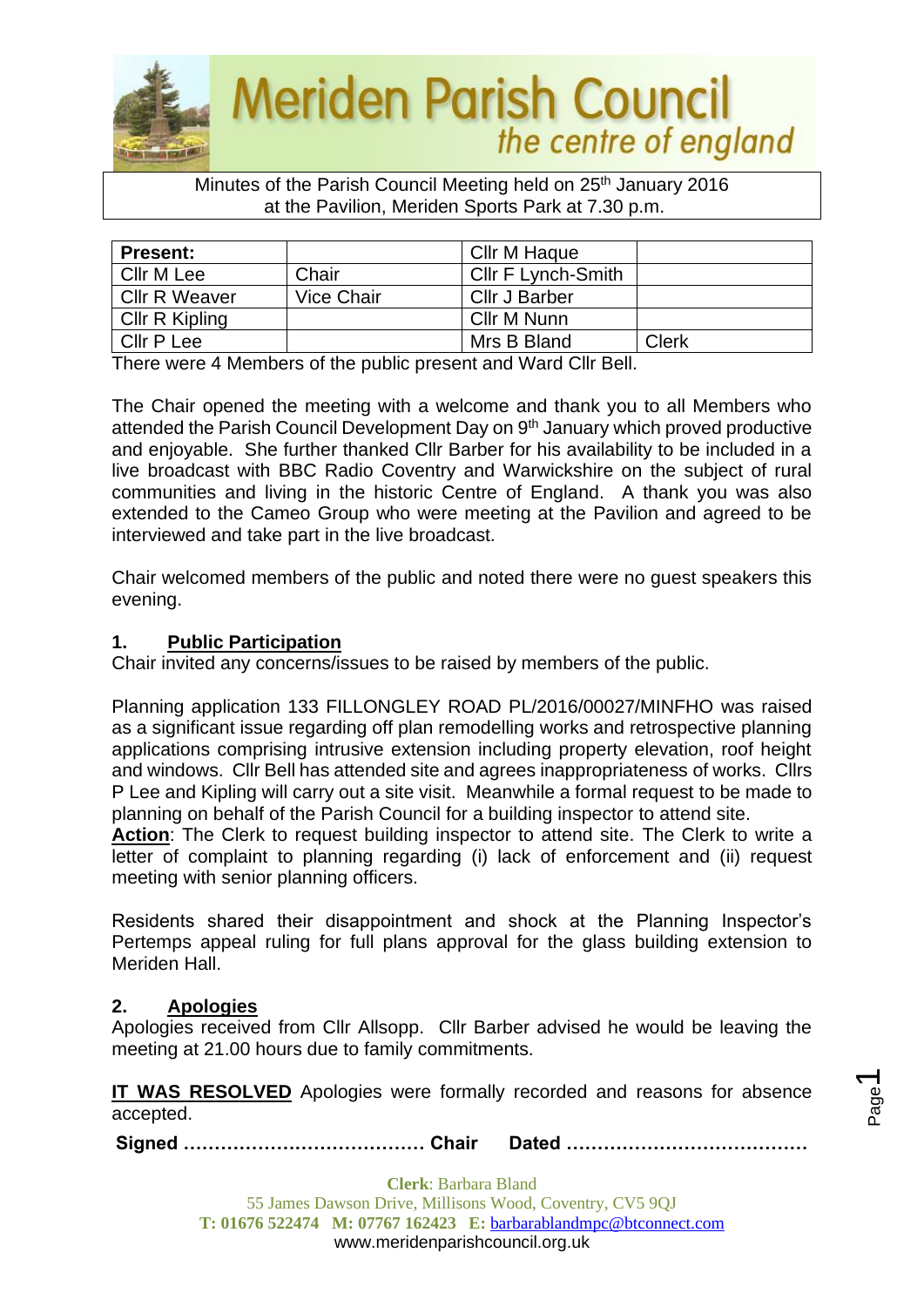# Meriden Parish Council
*the centre of england*

Minutes of the Parish Council Meeting held on 25th January 2016
at the Pavilion, Meriden Sports Park at 7.30 p.m.

| **Present:** | | Cllr M Haque | |
|---|---|---|---|
| Cllr M Lee | Chair | Cllr F Lynch-Smith | |
| Cllr R Weaver | Vice Chair | Cllr J Barber | |
| Cllr R Kipling | | Cllr M Nunn | |
| Cllr P Lee | | Mrs B Bland | Clerk |

There were 4 Members of the public present and Ward Cllr Bell.

The Chair opened the meeting with a welcome and thank you to all Members who attended the Parish Council Development Day on 9th January which proved productive and enjoyable. She further thanked Cllr Barber for his availability to be included in a live broadcast with BBC Radio Coventry and Warwickshire on the subject of rural communities and living in the historic Centre of England. A thank you was also extended to the Cameo Group who were meeting at the Pavilion and agreed to be interviewed and take part in the live broadcast.

Chair welcomed members of the public and noted there were no guest speakers this evening.

## 1. Public Participation

Chair invited any concerns/issues to be raised by members of the public.

Planning application 133 FILLONGLEY ROAD PL/2016/00027/MINFHO was raised as a significant issue regarding off plan remodelling works and retrospective planning applications comprising intrusive extension including property elevation, roof height and windows. Cllr Bell has attended site and agrees inappropriateness of works. Cllrs P Lee and Kipling will carry out a site visit. Meanwhile a formal request to be made to planning on behalf of the Parish Council for a building inspector to attend site.
**Action**: The Clerk to request building inspector to attend site. The Clerk to write a letter of complaint to planning regarding (i) lack of enforcement and (ii) request meeting with senior planning officers.

Residents shared their disappointment and shock at the Planning Inspector's Pertemps appeal ruling for full plans approval for the glass building extension to Meriden Hall.

## 2. Apologies

Apologies received from Cllr Allsopp. Cllr Barber advised he would be leaving the meeting at 21.00 hours due to family commitments.

**IT WAS RESOLVED** Apologies were formally recorded and reasons for absence accepted.

**Signed ………………………………… Chair Dated …………………………………**

**Clerk**: Barbara Bland
55 James Dawson Drive, Millisons Wood, Coventry, CV5 9QJ
**T:** 01676 522474 **M:** 07767 162423 **E:** barbarablandmpc@btconnect.com
www.meridenparishcouncil.org.uk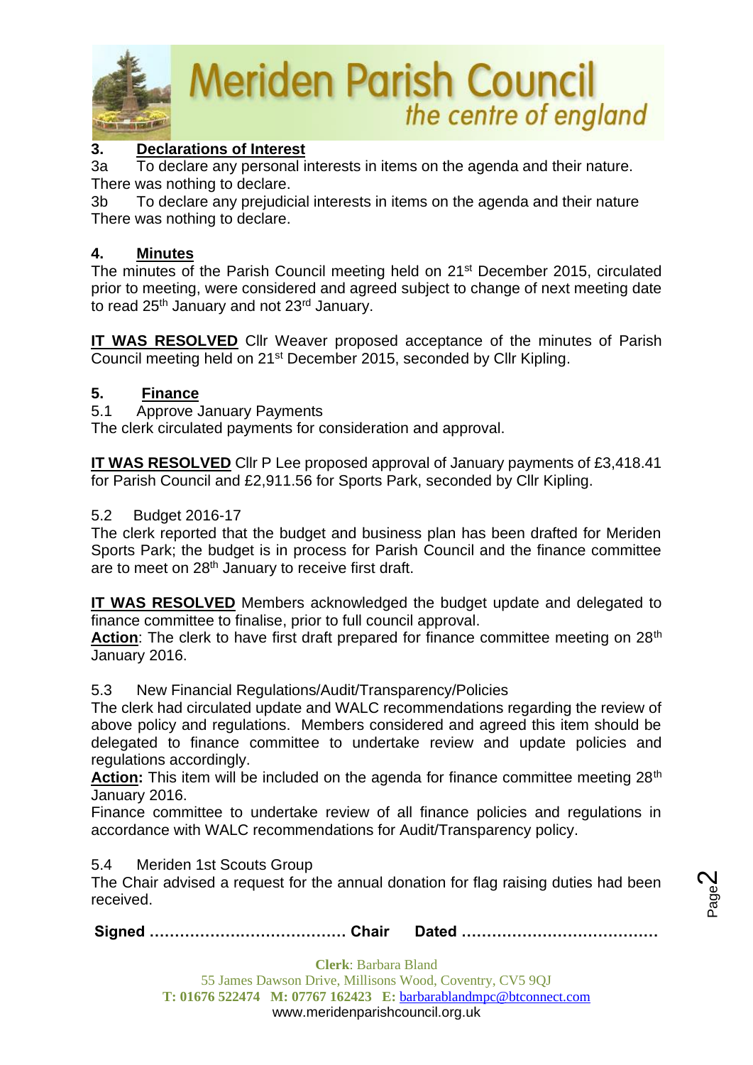### 3. Declarations of Interest

3a To declare any personal interests in items on the agenda and their nature.
There was nothing to declare.

3b To declare any prejudicial interests in items on the agenda and their nature
There was nothing to declare.

### 4. Minutes

The minutes of the Parish Council meeting held on 21st December 2015, circulated prior to meeting, were considered and agreed subject to change of next meeting date to read 25th January and not 23rd January.

**IT WAS RESOLVED** Cllr Weaver proposed acceptance of the minutes of Parish Council meeting held on 21st December 2015, seconded by Cllr Kipling.

### 5. Finance

5.1 Approve January Payments
The clerk circulated payments for consideration and approval.

**IT WAS RESOLVED** Cllr P Lee proposed approval of January payments of £3,418.41 for Parish Council and £2,911.56 for Sports Park, seconded by Cllr Kipling.

5.2 Budget 2016-17
The clerk reported that the budget and business plan has been drafted for Meriden Sports Park; the budget is in process for Parish Council and the finance committee are to meet on 28th January to receive first draft.

**IT WAS RESOLVED** Members acknowledged the budget update and delegated to finance committee to finalise, prior to full council approval.
**Action**: The clerk to have first draft prepared for finance committee meeting on 28th January 2016.

5.3 New Financial Regulations/Audit/Transparency/Policies
The clerk had circulated update and WALC recommendations regarding the review of above policy and regulations. Members considered and agreed this item should be delegated to finance committee to undertake review and update policies and regulations accordingly.
**Action:** This item will be included on the agenda for finance committee meeting 28th January 2016.
Finance committee to undertake review of all finance policies and regulations in accordance with WALC recommendations for Audit/Transparency policy.

5.4 Meriden 1st Scouts Group
The Chair advised a request for the annual donation for flag raising duties had been received.

**Signed ………………………………… Chair Dated …………………………………**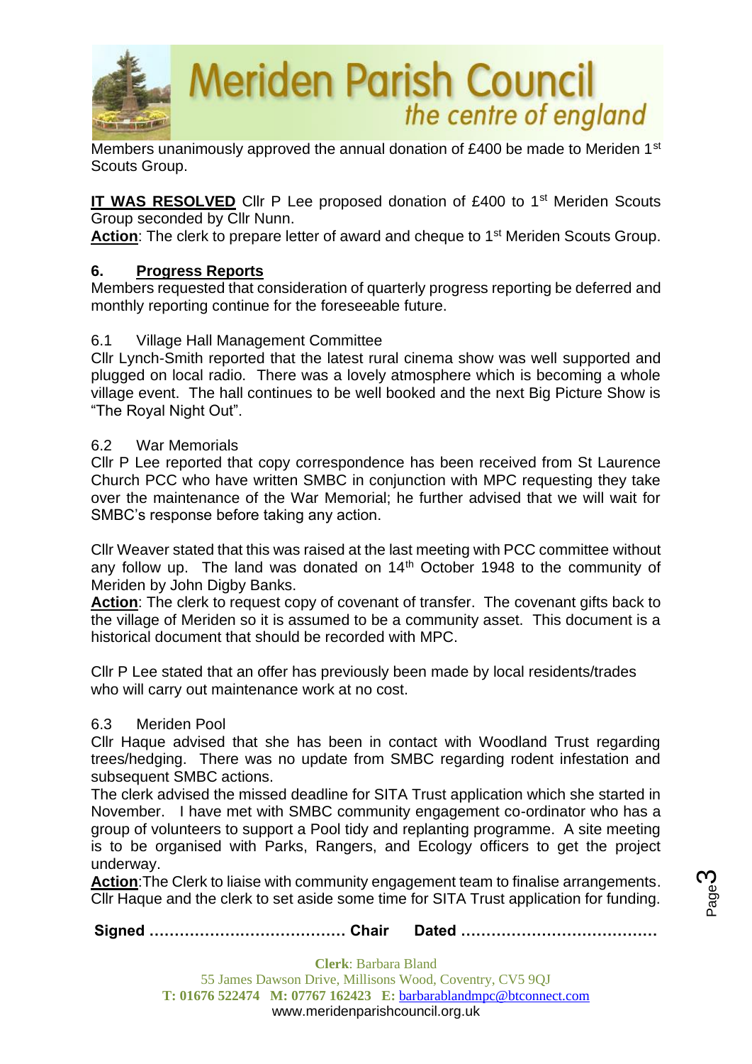Members unanimously approved the annual donation of £400 be made to Meriden 1st Scouts Group.

**IT WAS RESOLVED** Cllr P Lee proposed donation of £400 to 1st Meriden Scouts Group seconded by Cllr Nunn.
**Action**: The clerk to prepare letter of award and cheque to 1st Meriden Scouts Group.

## 6. Progress Reports

Members requested that consideration of quarterly progress reporting be deferred and monthly reporting continue for the foreseeable future.

### 6.1 Village Hall Management Committee

Cllr Lynch-Smith reported that the latest rural cinema show was well supported and plugged on local radio. There was a lovely atmosphere which is becoming a whole village event. The hall continues to be well booked and the next Big Picture Show is "The Royal Night Out".

### 6.2 War Memorials

Cllr P Lee reported that copy correspondence has been received from St Laurence Church PCC who have written SMBC in conjunction with MPC requesting they take over the maintenance of the War Memorial; he further advised that we will wait for SMBC's response before taking any action.

Cllr Weaver stated that this was raised at the last meeting with PCC committee without any follow up. The land was donated on 14th October 1948 to the community of Meriden by John Digby Banks.
**Action**: The clerk to request copy of covenant of transfer. The covenant gifts back to the village of Meriden so it is assumed to be a community asset. This document is a historical document that should be recorded with MPC.

Cllr P Lee stated that an offer has previously been made by local residents/trades who will carry out maintenance work at no cost.

### 6.3 Meriden Pool

Cllr Haque advised that she has been in contact with Woodland Trust regarding trees/hedging. There was no update from SMBC regarding rodent infestation and subsequent SMBC actions.
The clerk advised the missed deadline for SITA Trust application which she started in November. I have met with SMBC community engagement co-ordinator who has a group of volunteers to support a Pool tidy and replanting programme. A site meeting is to be organised with Parks, Rangers, and Ecology officers to get the project underway.
**Action**:The Clerk to liaise with community engagement team to finalise arrangements. Cllr Haque and the clerk to set aside some time for SITA Trust application for funding.

**Signed ………………………………… Chair Dated …………………………………**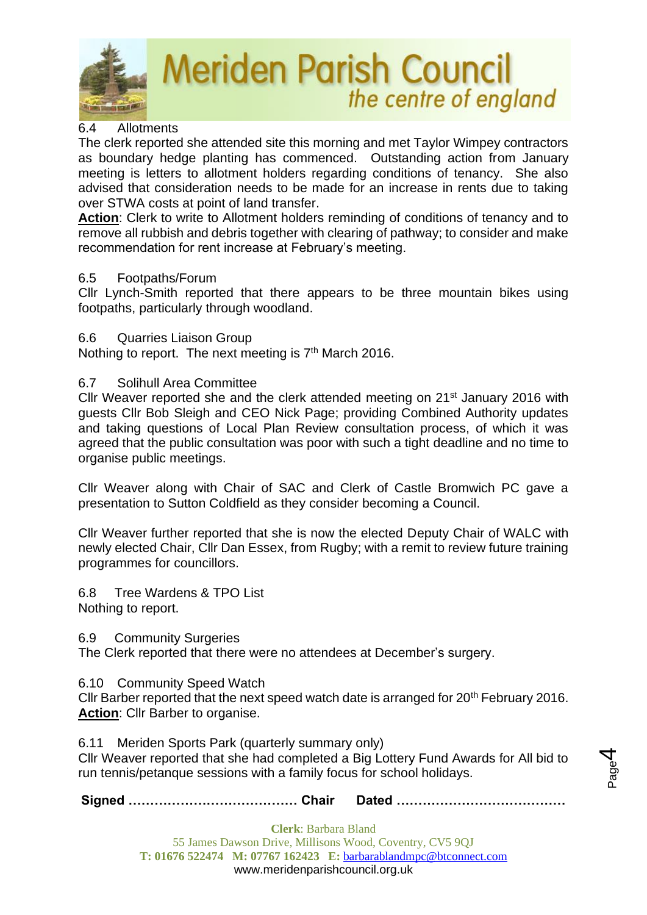6.4 Allotments

The clerk reported she attended site this morning and met Taylor Wimpey contractors as boundary hedge planting has commenced. Outstanding action from January meeting is letters to allotment holders regarding conditions of tenancy. She also advised that consideration needs to be made for an increase in rents due to taking over STWA costs at point of land transfer.

**Action**: Clerk to write to Allotment holders reminding of conditions of tenancy and to remove all rubbish and debris together with clearing of pathway; to consider and make recommendation for rent increase at February's meeting.

6.5 Footpaths/Forum

Cllr Lynch-Smith reported that there appears to be three mountain bikes using footpaths, particularly through woodland.

6.6 Quarries Liaison Group

Nothing to report. The next meeting is 7th March 2016.

6.7 Solihull Area Committee

Cllr Weaver reported she and the clerk attended meeting on 21st January 2016 with guests Cllr Bob Sleigh and CEO Nick Page; providing Combined Authority updates and taking questions of Local Plan Review consultation process, of which it was agreed that the public consultation was poor with such a tight deadline and no time to organise public meetings.

Cllr Weaver along with Chair of SAC and Clerk of Castle Bromwich PC gave a presentation to Sutton Coldfield as they consider becoming a Council.

Cllr Weaver further reported that she is now the elected Deputy Chair of WALC with newly elected Chair, Cllr Dan Essex, from Rugby; with a remit to review future training programmes for councillors.

6.8 Tree Wardens & TPO List

Nothing to report.

6.9 Community Surgeries

The Clerk reported that there were no attendees at December's surgery.

6.10 Community Speed Watch

Cllr Barber reported that the next speed watch date is arranged for 20th February 2016.

**Action**: Cllr Barber to organise.

6.11 Meriden Sports Park (quarterly summary only)

Cllr Weaver reported that she had completed a Big Lottery Fund Awards for All bid to run tennis/petanque sessions with a family focus for school holidays.

**Signed ………………………………… Chair Dated …………………………………**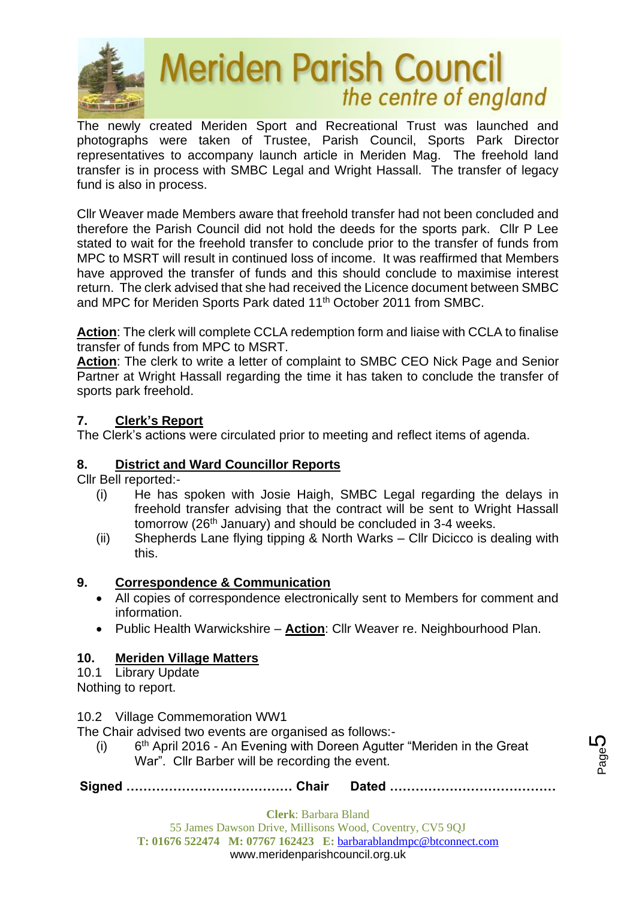The newly created Meriden Sport and Recreational Trust was launched and photographs were taken of Trustee, Parish Council, Sports Park Director representatives to accompany launch article in Meriden Mag. The freehold land transfer is in process with SMBC Legal and Wright Hassall. The transfer of legacy fund is also in process.

Cllr Weaver made Members aware that freehold transfer had not been concluded and therefore the Parish Council did not hold the deeds for the sports park. Cllr P Lee stated to wait for the freehold transfer to conclude prior to the transfer of funds from MPC to MSRT will result in continued loss of income. It was reaffirmed that Members have approved the transfer of funds and this should conclude to maximise interest return. The clerk advised that she had received the Licence document between SMBC and MPC for Meriden Sports Park dated 11th October 2011 from SMBC.

**Action**: The clerk will complete CCLA redemption form and liaise with CCLA to finalise transfer of funds from MPC to MSRT.
**Action**: The clerk to write a letter of complaint to SMBC CEO Nick Page and Senior Partner at Wright Hassall regarding the time it has taken to conclude the transfer of sports park freehold.

## 7. Clerk's Report

The Clerk's actions were circulated prior to meeting and reflect items of agenda.

## 8. District and Ward Councillor Reports

Cllr Bell reported:-

(i) He has spoken with Josie Haigh, SMBC Legal regarding the delays in freehold transfer advising that the contract will be sent to Wright Hassall tomorrow (26th January) and should be concluded in 3-4 weeks.

(ii) Shepherds Lane flying tipping & North Warks – Cllr Dicicco is dealing with this.

## 9. Correspondence & Communication

- All copies of correspondence electronically sent to Members for comment and information.
- Public Health Warwickshire – **Action**: Cllr Weaver re. Neighbourhood Plan.

## 10. Meriden Village Matters

10.1 Library Update

Nothing to report.

10.2 Village Commemoration WW1

The Chair advised two events are organised as follows:-

(i) 6th April 2016 - An Evening with Doreen Agutter "Meriden in the Great War". Cllr Barber will be recording the event.

**Signed ………………………………… Chair Dated …………………………………**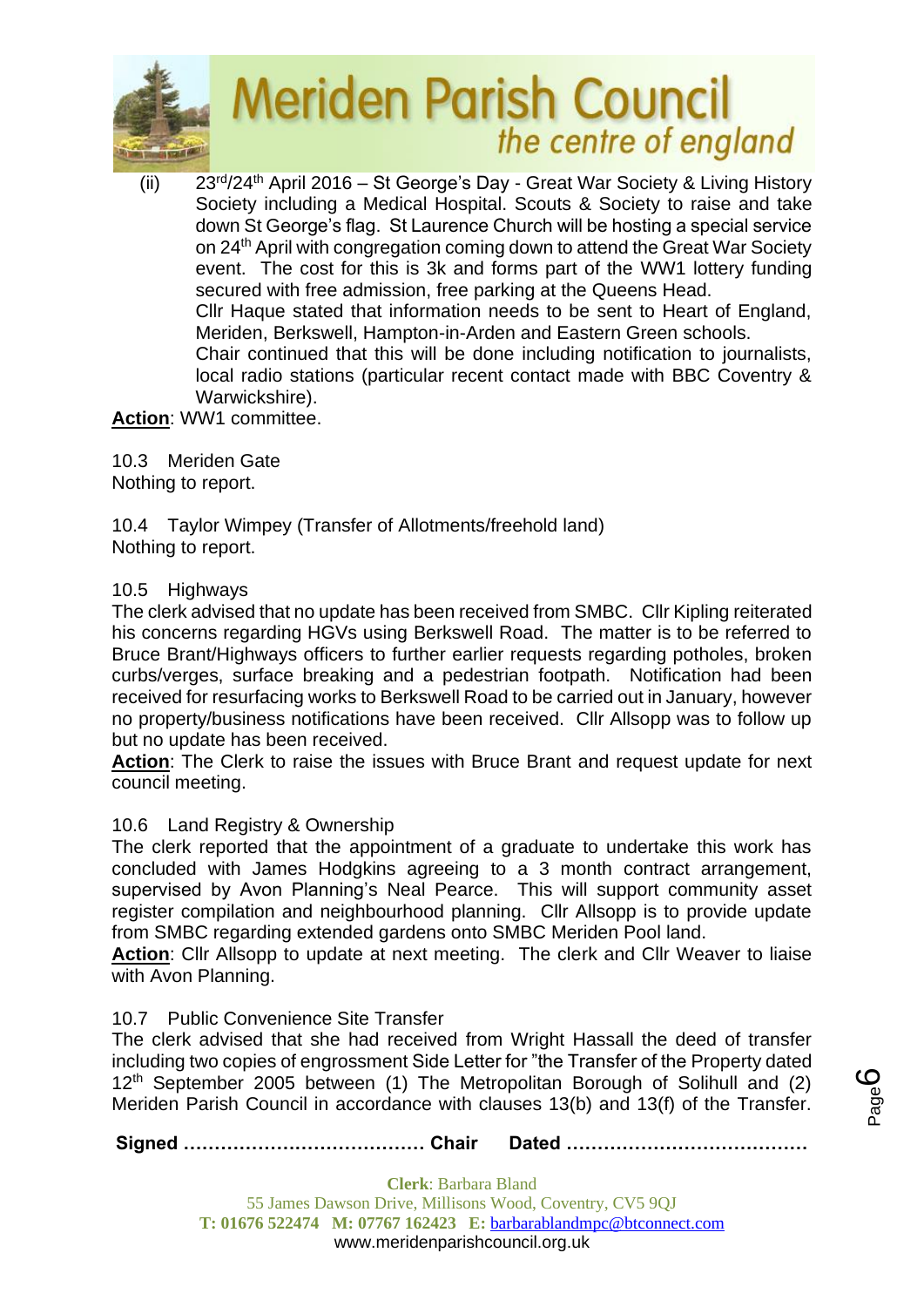(ii) 23rd/24th April 2016 – St George's Day - Great War Society & Living History Society including a Medical Hospital. Scouts & Society to raise and take down St George's flag. St Laurence Church will be hosting a special service on 24th April with congregation coming down to attend the Great War Society event. The cost for this is 3k and forms part of the WW1 lottery funding secured with free admission, free parking at the Queens Head.
Cllr Haque stated that information needs to be sent to Heart of England, Meriden, Berkswell, Hampton-in-Arden and Eastern Green schools.
Chair continued that this will be done including notification to journalists, local radio stations (particular recent contact made with BBC Coventry & Warwickshire).

**Action**: WW1 committee.

10.3 Meriden Gate
Nothing to report.

10.4 Taylor Wimpey (Transfer of Allotments/freehold land)
Nothing to report.

10.5 Highways
The clerk advised that no update has been received from SMBC. Cllr Kipling reiterated his concerns regarding HGVs using Berkswell Road. The matter is to be referred to Bruce Brant/Highways officers to further earlier requests regarding potholes, broken curbs/verges, surface breaking and a pedestrian footpath. Notification had been received for resurfacing works to Berkswell Road to be carried out in January, however no property/business notifications have been received. Cllr Allsopp was to follow up but no update has been received.
**Action**: The Clerk to raise the issues with Bruce Brant and request update for next council meeting.

10.6 Land Registry & Ownership
The clerk reported that the appointment of a graduate to undertake this work has concluded with James Hodgkins agreeing to a 3 month contract arrangement, supervised by Avon Planning's Neal Pearce. This will support community asset register compilation and neighbourhood planning. Cllr Allsopp is to provide update from SMBC regarding extended gardens onto SMBC Meriden Pool land.
**Action**: Cllr Allsopp to update at next meeting. The clerk and Cllr Weaver to liaise with Avon Planning.

10.7 Public Convenience Site Transfer
The clerk advised that she had received from Wright Hassall the deed of transfer including two copies of engrossment Side Letter for "the Transfer of the Property dated 12th September 2005 between (1) The Metropolitan Borough of Solihull and (2) Meriden Parish Council in accordance with clauses 13(b) and 13(f) of the Transfer.

**Signed ………………………………… Chair Dated …………………………………**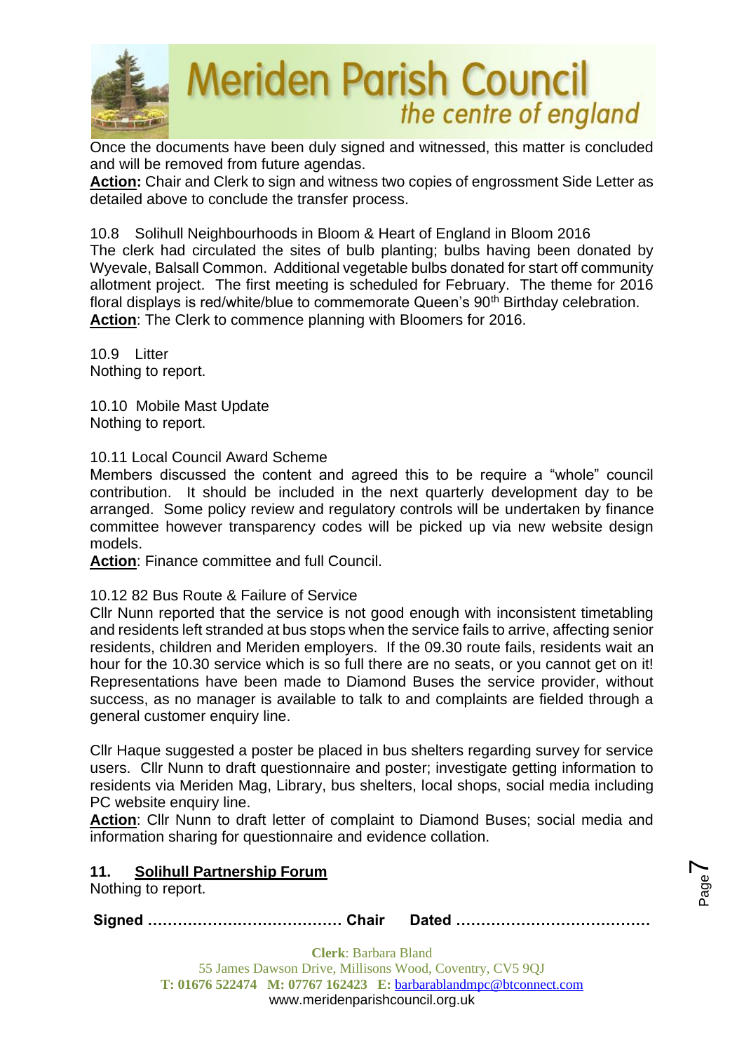Once the documents have been duly signed and witnessed, this matter is concluded and will be removed from future agendas.

**Action:** Chair and Clerk to sign and witness two copies of engrossment Side Letter as detailed above to conclude the transfer process.

10.8 Solihull Neighbourhoods in Bloom & Heart of England in Bloom 2016

The clerk had circulated the sites of bulb planting; bulbs having been donated by Wyevale, Balsall Common. Additional vegetable bulbs donated for start off community allotment project. The first meeting is scheduled for February. The theme for 2016 floral displays is red/white/blue to commemorate Queen's 90th Birthday celebration.

**Action**: The Clerk to commence planning with Bloomers for 2016.

10.9 Litter

Nothing to report.

10.10 Mobile Mast Update

Nothing to report.

10.11 Local Council Award Scheme

Members discussed the content and agreed this to be require a "whole" council contribution. It should be included in the next quarterly development day to be arranged. Some policy review and regulatory controls will be undertaken by finance committee however transparency codes will be picked up via new website design models.

**Action**: Finance committee and full Council.

10.12 82 Bus Route & Failure of Service

Cllr Nunn reported that the service is not good enough with inconsistent timetabling and residents left stranded at bus stops when the service fails to arrive, affecting senior residents, children and Meriden employers. If the 09.30 route fails, residents wait an hour for the 10.30 service which is so full there are no seats, or you cannot get on it! Representations have been made to Diamond Buses the service provider, without success, as no manager is available to talk to and complaints are fielded through a general customer enquiry line.

Cllr Haque suggested a poster be placed in bus shelters regarding survey for service users. Cllr Nunn to draft questionnaire and poster; investigate getting information to residents via Meriden Mag, Library, bus shelters, local shops, social media including PC website enquiry line.

**Action**: Cllr Nunn to draft letter of complaint to Diamond Buses; social media and information sharing for questionnaire and evidence collation.

## 11. Solihull Partnership Forum

Nothing to report.

**Signed ………………………………… Chair Dated …………………………………**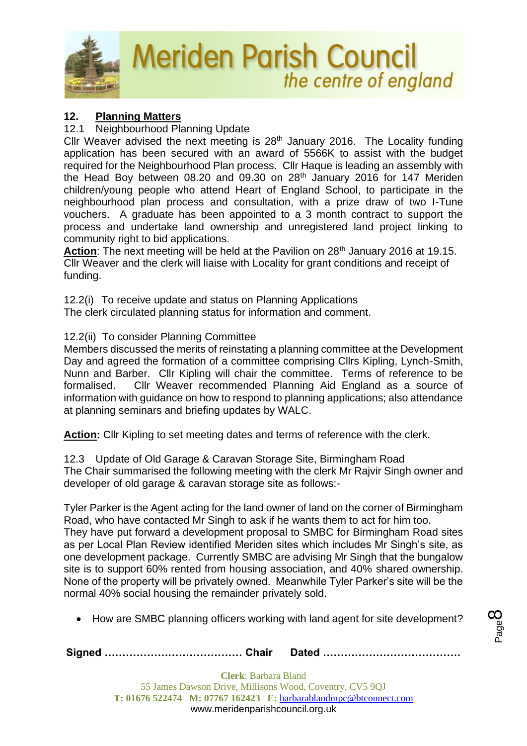## 12. Planning Matters

12.1 Neighbourhood Planning Update

Cllr Weaver advised the next meeting is 28th January 2016. The Locality funding application has been secured with an award of 5566K to assist with the budget required for the Neighbourhood Plan process. Cllr Haque is leading an assembly with the Head Boy between 08.20 and 09.30 on 28th January 2016 for 147 Meriden children/young people who attend Heart of England School, to participate in the neighbourhood plan process and consultation, with a prize draw of two I-Tune vouchers. A graduate has been appointed to a 3 month contract to support the process and undertake land ownership and unregistered land project linking to community right to bid applications.

**Action**: The next meeting will be held at the Pavilion on 28th January 2016 at 19.15. Cllr Weaver and the clerk will liaise with Locality for grant conditions and receipt of funding.

12.2(i) To receive update and status on Planning Applications

The clerk circulated planning status for information and comment.

12.2(ii) To consider Planning Committee

Members discussed the merits of reinstating a planning committee at the Development Day and agreed the formation of a committee comprising Cllrs Kipling, Lynch-Smith, Nunn and Barber. Cllr Kipling will chair the committee. Terms of reference to be formalised. Cllr Weaver recommended Planning Aid England as a source of information with guidance on how to respond to planning applications; also attendance at planning seminars and briefing updates by WALC.

**Action:** Cllr Kipling to set meeting dates and terms of reference with the clerk.

12.3 Update of Old Garage & Caravan Storage Site, Birmingham Road

The Chair summarised the following meeting with the clerk Mr Rajvir Singh owner and developer of old garage & caravan storage site as follows:-

Tyler Parker is the Agent acting for the land owner of land on the corner of Birmingham Road, who have contacted Mr Singh to ask if he wants them to act for him too. They have put forward a development proposal to SMBC for Birmingham Road sites as per Local Plan Review identified Meriden sites which includes Mr Singh's site, as one development package. Currently SMBC are advising Mr Singh that the bungalow site is to support 60% rented from housing association, and 40% shared ownership. None of the property will be privately owned. Meanwhile Tyler Parker's site will be the normal 40% social housing the remainder privately sold.

- How are SMBC planning officers working with land agent for site development?

**Signed ………………………………… Chair Dated …………………………………**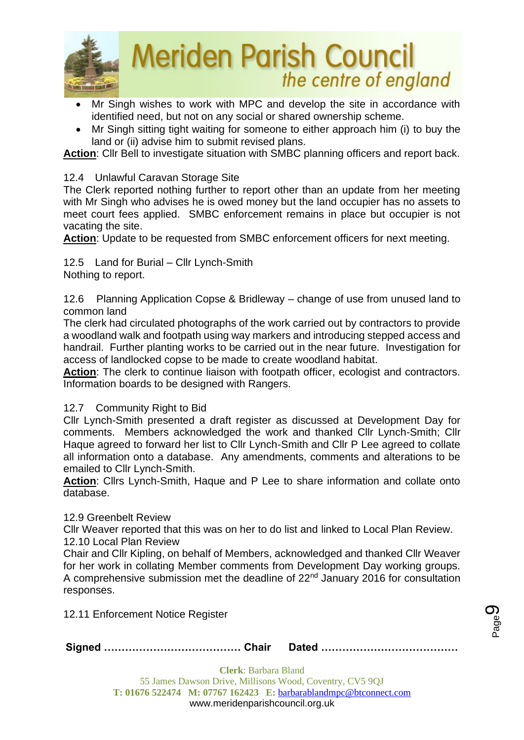- Mr Singh wishes to work with MPC and develop the site in accordance with identified need, but not on any social or shared ownership scheme.
- Mr Singh sitting tight waiting for someone to either approach him (i) to buy the land or (ii) advise him to submit revised plans.

**Action**: Cllr Bell to investigate situation with SMBC planning officers and report back.

12.4 Unlawful Caravan Storage Site

The Clerk reported nothing further to report other than an update from her meeting with Mr Singh who advises he is owed money but the land occupier has no assets to meet court fees applied. SMBC enforcement remains in place but occupier is not vacating the site.

**Action**: Update to be requested from SMBC enforcement officers for next meeting.

12.5 Land for Burial – Cllr Lynch-Smith

Nothing to report.

12.6 Planning Application Copse & Bridleway – change of use from unused land to common land

The clerk had circulated photographs of the work carried out by contractors to provide a woodland walk and footpath using way markers and introducing stepped access and handrail. Further planting works to be carried out in the near future. Investigation for access of landlocked copse to be made to create woodland habitat.

**Action**: The clerk to continue liaison with footpath officer, ecologist and contractors. Information boards to be designed with Rangers.

12.7 Community Right to Bid

Cllr Lynch-Smith presented a draft register as discussed at Development Day for comments. Members acknowledged the work and thanked Cllr Lynch-Smith; Cllr Haque agreed to forward her list to Cllr Lynch-Smith and Cllr P Lee agreed to collate all information onto a database. Any amendments, comments and alterations to be emailed to Cllr Lynch-Smith.

**Action**: Cllrs Lynch-Smith, Haque and P Lee to share information and collate onto database.

12.9 Greenbelt Review

Cllr Weaver reported that this was on her to do list and linked to Local Plan Review.

12.10 Local Plan Review

Chair and Cllr Kipling, on behalf of Members, acknowledged and thanked Cllr Weaver for her work in collating Member comments from Development Day working groups. A comprehensive submission met the deadline of 22nd January 2016 for consultation responses.

12.11 Enforcement Notice Register

**Signed ………………………………… Chair  Dated …………………………………**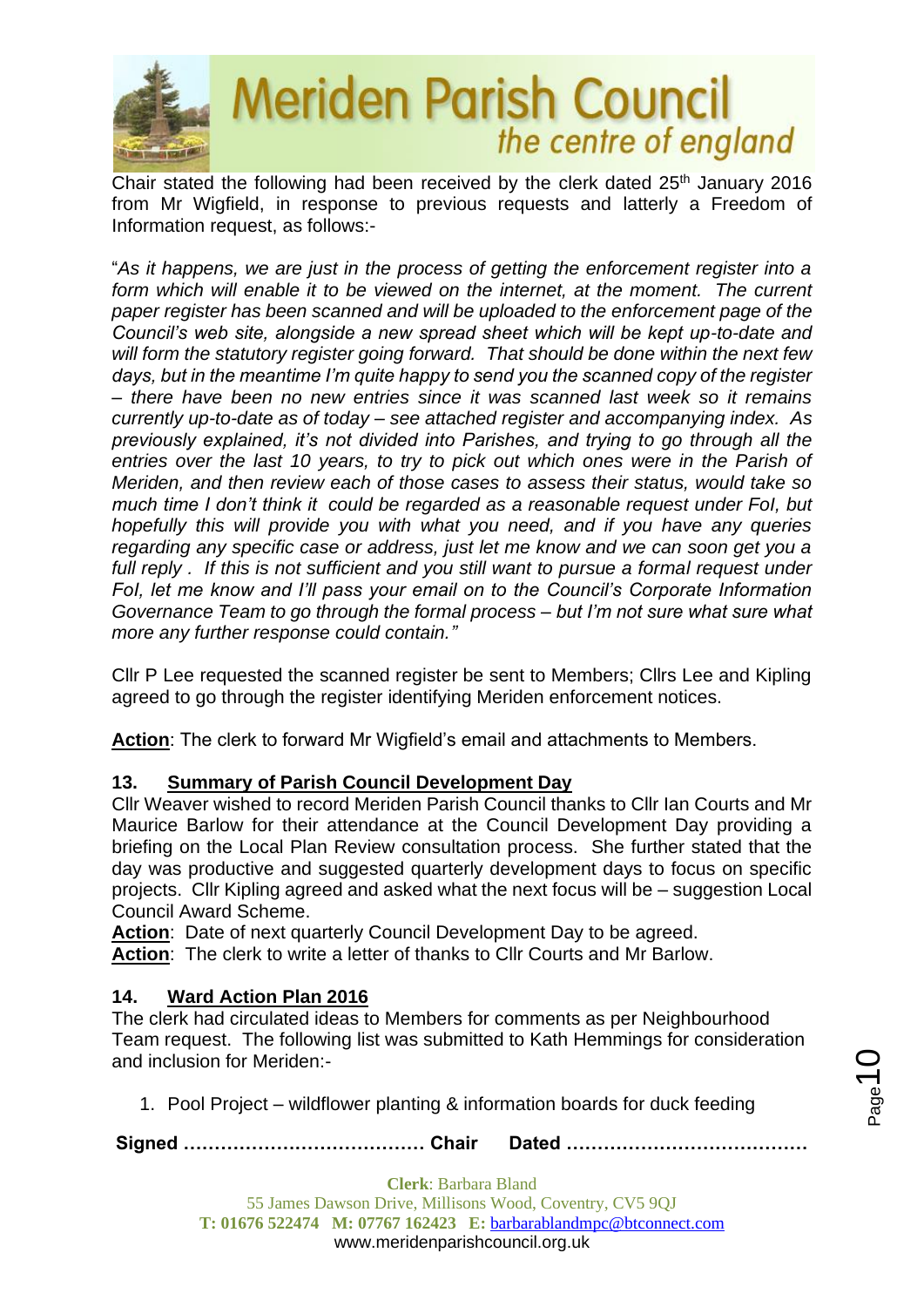Chair stated the following had been received by the clerk dated 25th January 2016 from Mr Wigfield, in response to previous requests and latterly a Freedom of Information request, as follows:-

"*As it happens, we are just in the process of getting the enforcement register into a form which will enable it to be viewed on the internet, at the moment. The current paper register has been scanned and will be uploaded to the enforcement page of the Council's web site, alongside a new spread sheet which will be kept up-to-date and will form the statutory register going forward. That should be done within the next few days, but in the meantime I'm quite happy to send you the scanned copy of the register – there have been no new entries since it was scanned last week so it remains currently up-to-date as of today – see attached register and accompanying index. As previously explained, it's not divided into Parishes, and trying to go through all the entries over the last 10 years, to try to pick out which ones were in the Parish of Meriden, and then review each of those cases to assess their status, would take so much time I don't think it could be regarded as a reasonable request under FoI, but hopefully this will provide you with what you need, and if you have any queries regarding any specific case or address, just let me know and we can soon get you a full reply . If this is not sufficient and you still want to pursue a formal request under FoI, let me know and I'll pass your email on to the Council's Corporate Information Governance Team to go through the formal process – but I'm not sure what sure what more any further response could contain."*

Cllr P Lee requested the scanned register be sent to Members; Cllrs Lee and Kipling agreed to go through the register identifying Meriden enforcement notices.

**Action**: The clerk to forward Mr Wigfield's email and attachments to Members.

## 13. Summary of Parish Council Development Day

Cllr Weaver wished to record Meriden Parish Council thanks to Cllr Ian Courts and Mr Maurice Barlow for their attendance at the Council Development Day providing a briefing on the Local Plan Review consultation process. She further stated that the day was productive and suggested quarterly development days to focus on specific projects. Cllr Kipling agreed and asked what the next focus will be – suggestion Local Council Award Scheme.

**Action**: Date of next quarterly Council Development Day to be agreed.
**Action**: The clerk to write a letter of thanks to Cllr Courts and Mr Barlow.

## 14. Ward Action Plan 2016

The clerk had circulated ideas to Members for comments as per Neighbourhood Team request. The following list was submitted to Kath Hemmings for consideration and inclusion for Meriden:-

1. Pool Project – wildflower planting & information boards for duck feeding

**Signed ………………………………… Chair Dated …………………………………**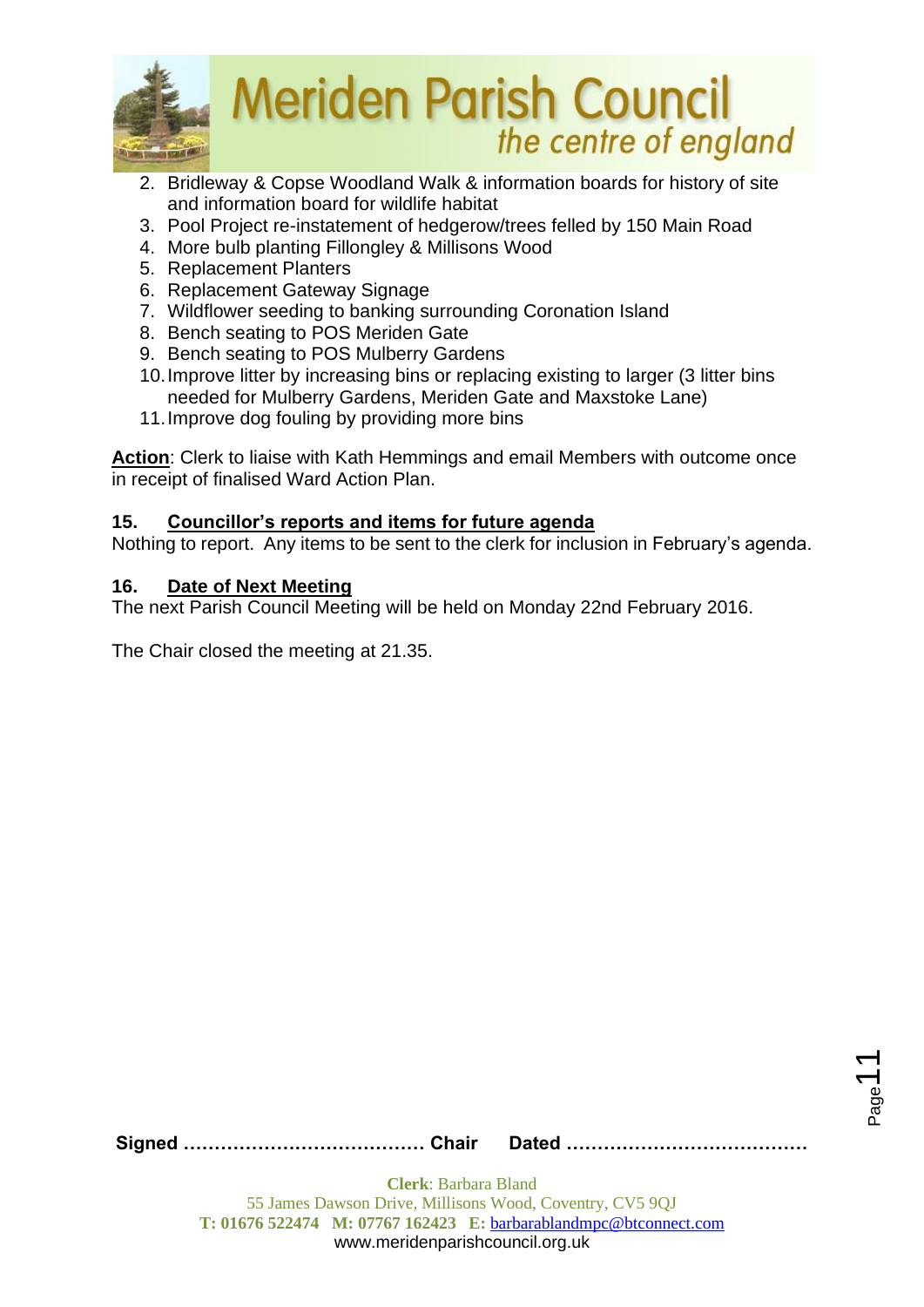2. Bridleway & Copse Woodland Walk & information boards for history of site and information board for wildlife habitat
3. Pool Project re-instatement of hedgerow/trees felled by 150 Main Road
4. More bulb planting Fillongley & Millisons Wood
5. Replacement Planters
6. Replacement Gateway Signage
7. Wildflower seeding to banking surrounding Coronation Island
8. Bench seating to POS Meriden Gate
9. Bench seating to POS Mulberry Gardens
10. Improve litter by increasing bins or replacing existing to larger (3 litter bins needed for Mulberry Gardens, Meriden Gate and Maxstoke Lane)
11. Improve dog fouling by providing more bins

**Action**: Clerk to liaise with Kath Hemmings and email Members with outcome once in receipt of finalised Ward Action Plan.

## 15. Councillor's reports and items for future agenda

Nothing to report. Any items to be sent to the clerk for inclusion in February's agenda.

## 16. Date of Next Meeting

The next Parish Council Meeting will be held on Monday 22nd February 2016.

The Chair closed the meeting at 21.35.

**Signed ………………………………… Chair Dated …………………………………**

**Clerk**: Barbara Bland
55 James Dawson Drive, Millisons Wood, Coventry, CV5 9QJ
**T: 01676 522474 M: 07767 162423 E:** barbarablandmpc@btconnect.com
www.meridenparishcouncil.org.uk